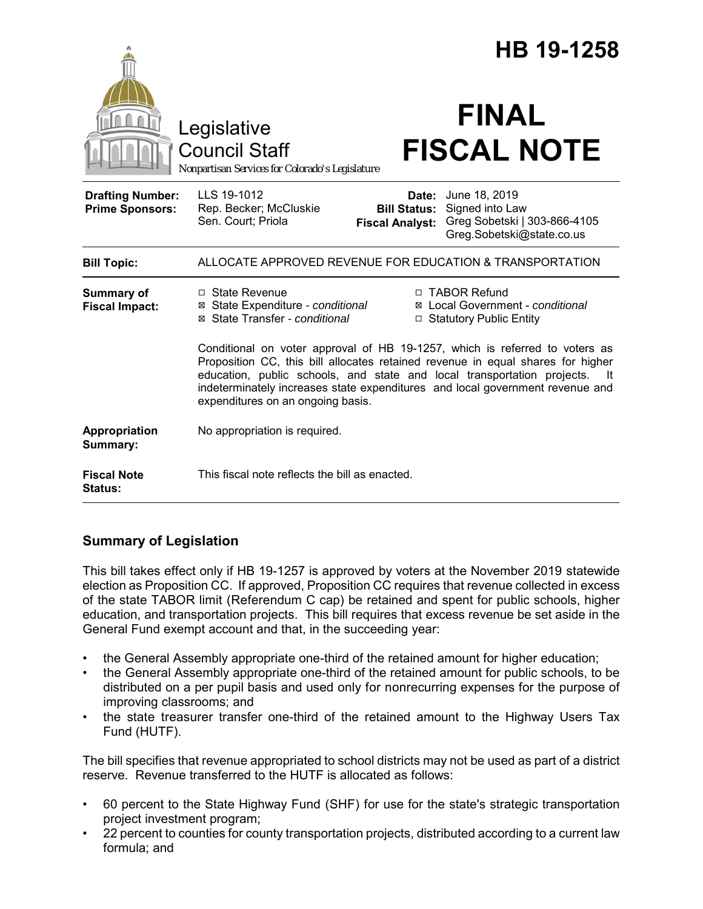# HB 19-1258

Legislative Council Staff

*Nonpartisan Services for Colorado's Legislature*

# FINAL FISCAL NOTE

| | | | |
|---|---|---|---|
| **Drafting Number:** | LLS 19-1012 | **Date:** | June 18, 2019 |
| **Prime Sponsors:** | Rep. Becker; McCluskie<br>Sen. Court; Priola | **Bill Status:** | Signed into Law |
| | | **Fiscal Analyst:** | Greg Sobetski \| 303-866-4105<br>Greg.Sobetski@state.co.us |

| | |
|---|---|
| **Bill Topic:** | ALLOCATE APPROVED REVENUE FOR EDUCATION & TRANSPORTATION |
| **Summary of Fiscal Impact:** | ☐ State Revenue<br>☒ State Expenditure - *conditional*<br>☒ State Transfer - *conditional*<br>☐ TABOR Refund<br>☒ Local Government - *conditional*<br>☐ Statutory Public Entity<br><br>Conditional on voter approval of HB 19-1257, which is referred to voters as Proposition CC, this bill allocates retained revenue in equal shares for higher education, public schools, and state and local transportation projects. It indeterminately increases state expenditures and local government revenue and expenditures on an ongoing basis. |
| **Appropriation Summary:** | No appropriation is required. |
| **Fiscal Note Status:** | This fiscal note reflects the bill as enacted. |

## Summary of Legislation

This bill takes effect only if HB 19-1257 is approved by voters at the November 2019 statewide election as Proposition CC. If approved, Proposition CC requires that revenue collected in excess of the state TABOR limit (Referendum C cap) be retained and spent for public schools, higher education, and transportation projects. This bill requires that excess revenue be set aside in the General Fund exempt account and that, in the succeeding year:

- the General Assembly appropriate one-third of the retained amount for higher education;
- the General Assembly appropriate one-third of the retained amount for public schools, to be distributed on a per pupil basis and used only for nonrecurring expenses for the purpose of improving classrooms; and
- the state treasurer transfer one-third of the retained amount to the Highway Users Tax Fund (HUTF).

The bill specifies that revenue appropriated to school districts may not be used as part of a district reserve. Revenue transferred to the HUTF is allocated as follows:

- 60 percent to the State Highway Fund (SHF) for use for the state's strategic transportation project investment program;
- 22 percent to counties for county transportation projects, distributed according to a current law formula; and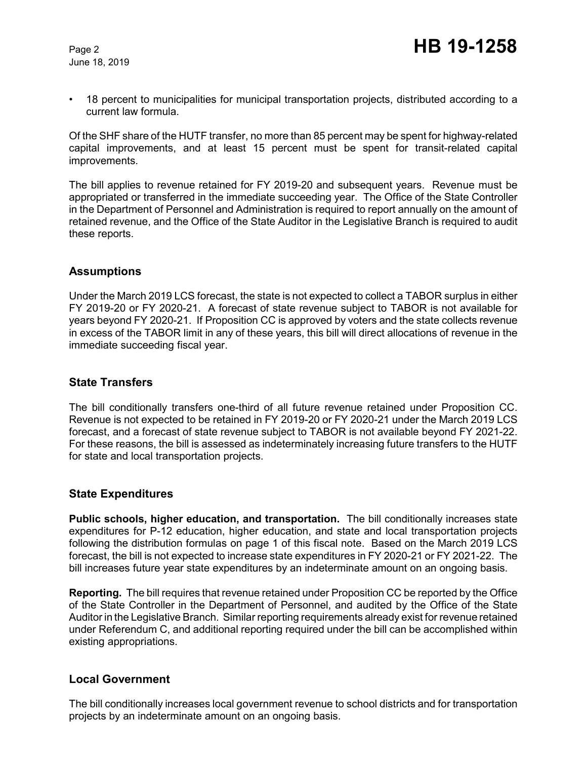- 18 percent to municipalities for municipal transportation projects, distributed according to a current law formula.

Of the SHF share of the HUTF transfer, no more than 85 percent may be spent for highway-related capital improvements, and at least 15 percent must be spent for transit-related capital improvements.

The bill applies to revenue retained for FY 2019-20 and subsequent years. Revenue must be appropriated or transferred in the immediate succeeding year. The Office of the State Controller in the Department of Personnel and Administration is required to report annually on the amount of retained revenue, and the Office of the State Auditor in the Legislative Branch is required to audit these reports.

## Assumptions

Under the March 2019 LCS forecast, the state is not expected to collect a TABOR surplus in either FY 2019-20 or FY 2020-21. A forecast of state revenue subject to TABOR is not available for years beyond FY 2020-21. If Proposition CC is approved by voters and the state collects revenue in excess of the TABOR limit in any of these years, this bill will direct allocations of revenue in the immediate succeeding fiscal year.

## State Transfers

The bill conditionally transfers one-third of all future revenue retained under Proposition CC. Revenue is not expected to be retained in FY 2019-20 or FY 2020-21 under the March 2019 LCS forecast, and a forecast of state revenue subject to TABOR is not available beyond FY 2021-22. For these reasons, the bill is assessed as indeterminately increasing future transfers to the HUTF for state and local transportation projects.

## State Expenditures

**Public schools, higher education, and transportation.** The bill conditionally increases state expenditures for P-12 education, higher education, and state and local transportation projects following the distribution formulas on page 1 of this fiscal note. Based on the March 2019 LCS forecast, the bill is not expected to increase state expenditures in FY 2020-21 or FY 2021-22. The bill increases future year state expenditures by an indeterminate amount on an ongoing basis.

**Reporting.** The bill requires that revenue retained under Proposition CC be reported by the Office of the State Controller in the Department of Personnel, and audited by the Office of the State Auditor in the Legislative Branch. Similar reporting requirements already exist for revenue retained under Referendum C, and additional reporting required under the bill can be accomplished within existing appropriations.

## Local Government

The bill conditionally increases local government revenue to school districts and for transportation projects by an indeterminate amount on an ongoing basis.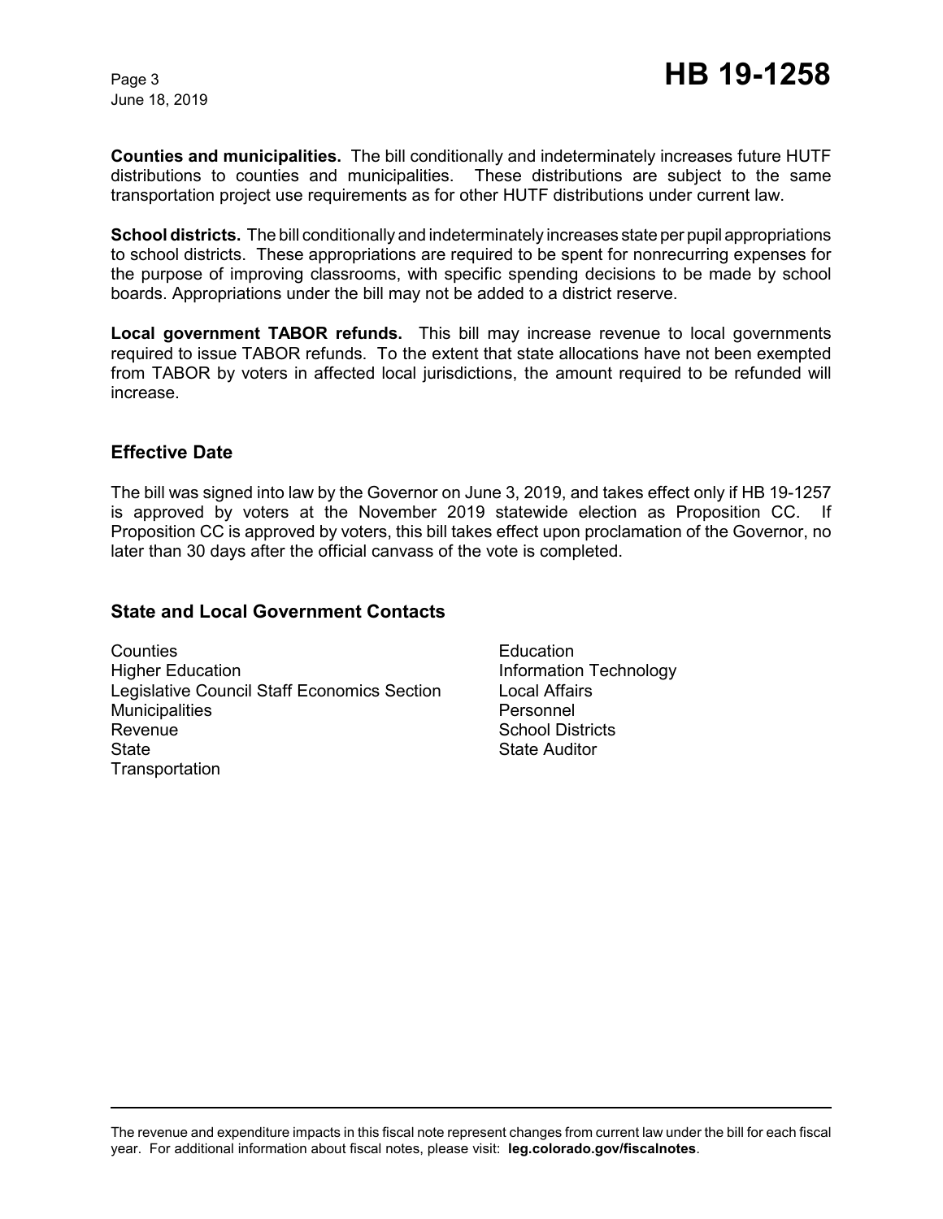**Counties and municipalities.** The bill conditionally and indeterminately increases future HUTF distributions to counties and municipalities. These distributions are subject to the same transportation project use requirements as for other HUTF distributions under current law.

**School districts.** The bill conditionally and indeterminately increases state per pupil appropriations to school districts. These appropriations are required to be spent for nonrecurring expenses for the purpose of improving classrooms, with specific spending decisions to be made by school boards. Appropriations under the bill may not be added to a district reserve.

**Local government TABOR refunds.** This bill may increase revenue to local governments required to issue TABOR refunds. To the extent that state allocations have not been exempted from TABOR by voters in affected local jurisdictions, the amount required to be refunded will increase.

## Effective Date

The bill was signed into law by the Governor on June 3, 2019, and takes effect only if HB 19-1257 is approved by voters at the November 2019 statewide election as Proposition CC. If Proposition CC is approved by voters, this bill takes effect upon proclamation of the Governor, no later than 30 days after the official canvass of the vote is completed.

## State and Local Government Contacts

Counties
Higher Education
Legislative Council Staff Economics Section
Municipalities
Revenue
State
Transportation
Education
Information Technology
Local Affairs
Personnel
School Districts
State Auditor

The revenue and expenditure impacts in this fiscal note represent changes from current law under the bill for each fiscal year. For additional information about fiscal notes, please visit: **leg.colorado.gov/fiscalnotes**.